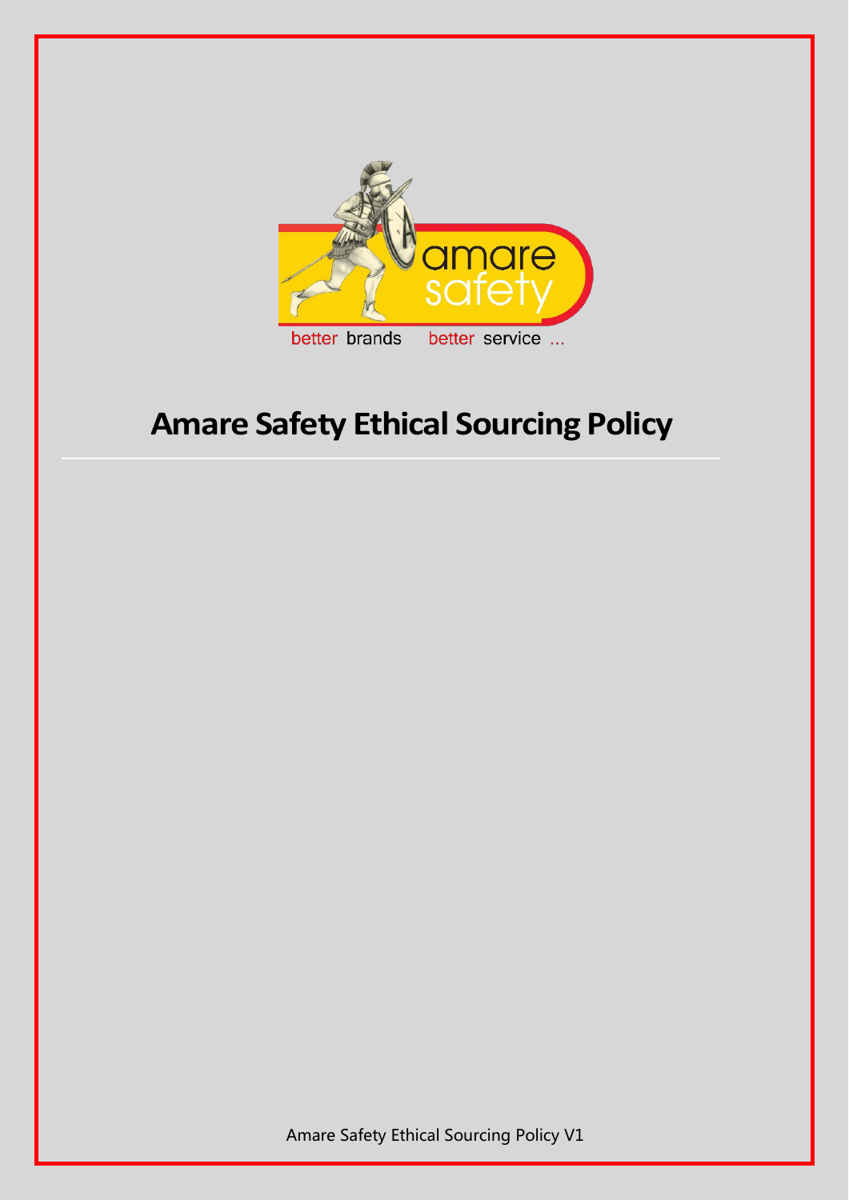# Amare Safety Ethical Sourcing Policy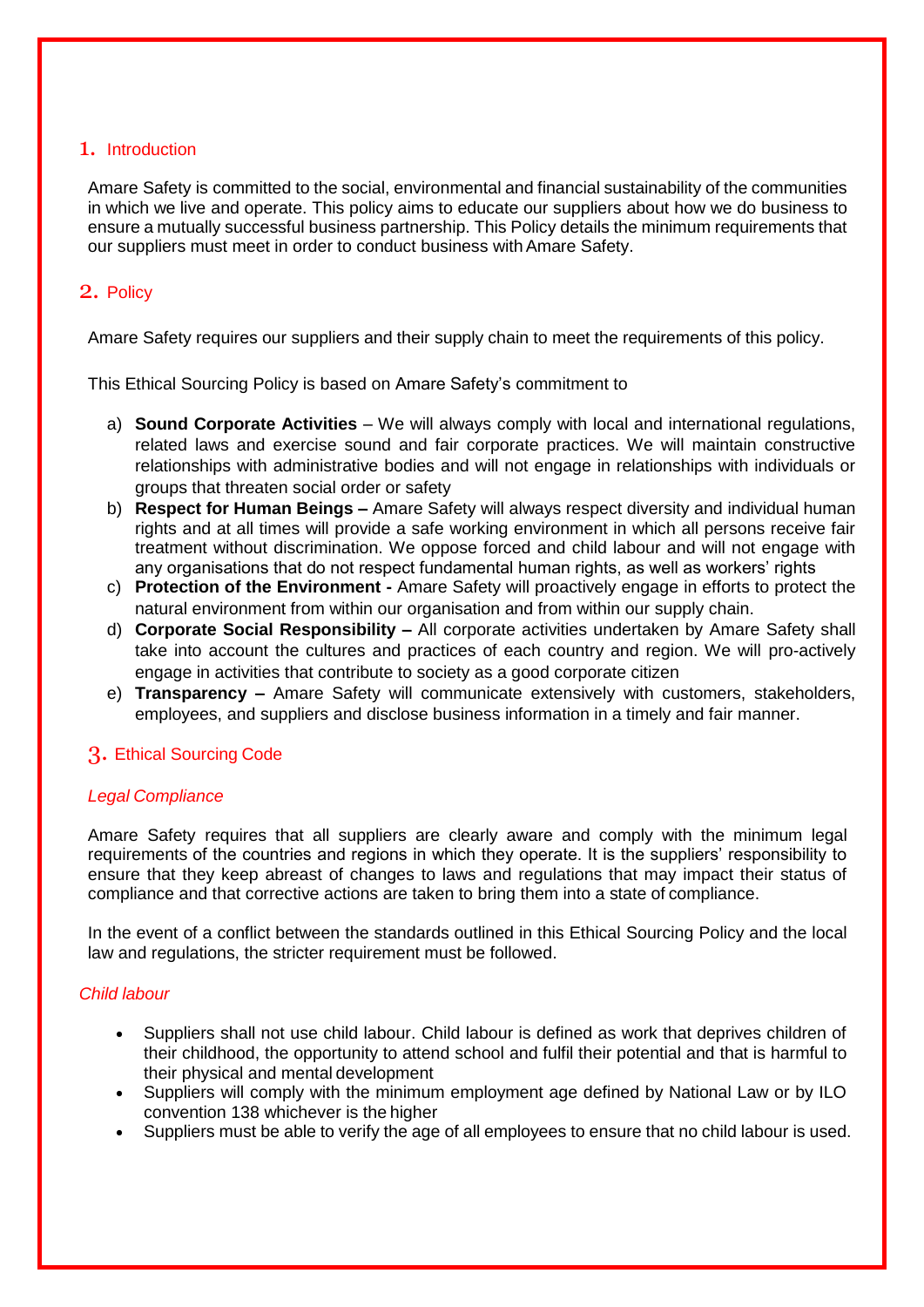## 1. Introduction

Amare Safety is committed to the social, environmental and financial sustainability of the communities in which we live and operate. This policy aims to educate our suppliers about how we do business to ensure a mutually successful business partnership. This Policy details the minimum requirements that our suppliers must meet in order to conduct business with Amare Safety.

## 2. Policy

Amare Safety requires our suppliers and their supply chain to meet the requirements of this policy.

This Ethical Sourcing Policy is based on Amare Safety's commitment to

a) **Sound Corporate Activities** – We will always comply with local and international regulations, related laws and exercise sound and fair corporate practices. We will maintain constructive relationships with administrative bodies and will not engage in relationships with individuals or groups that threaten social order or safety
b) **Respect for Human Beings –** Amare Safety will always respect diversity and individual human rights and at all times will provide a safe working environment in which all persons receive fair treatment without discrimination. We oppose forced and child labour and will not engage with any organisations that do not respect fundamental human rights, as well as workers' rights
c) **Protection of the Environment -** Amare Safety will proactively engage in efforts to protect the natural environment from within our organisation and from within our supply chain.
d) **Corporate Social Responsibility –** All corporate activities undertaken by Amare Safety shall take into account the cultures and practices of each country and region. We will pro-actively engage in activities that contribute to society as a good corporate citizen
e) **Transparency –** Amare Safety will communicate extensively with customers, stakeholders, employees, and suppliers and disclose business information in a timely and fair manner.

## 3. Ethical Sourcing Code

### *Legal Compliance*

Amare Safety requires that all suppliers are clearly aware and comply with the minimum legal requirements of the countries and regions in which they operate. It is the suppliers' responsibility to ensure that they keep abreast of changes to laws and regulations that may impact their status of compliance and that corrective actions are taken to bring them into a state of compliance.

In the event of a conflict between the standards outlined in this Ethical Sourcing Policy and the local law and regulations, the stricter requirement must be followed.

### *Child labour*

- Suppliers shall not use child labour. Child labour is defined as work that deprives children of their childhood, the opportunity to attend school and fulfil their potential and that is harmful to their physical and mental development
- Suppliers will comply with the minimum employment age defined by National Law or by ILO convention 138 whichever is the higher
- Suppliers must be able to verify the age of all employees to ensure that no child labour is used.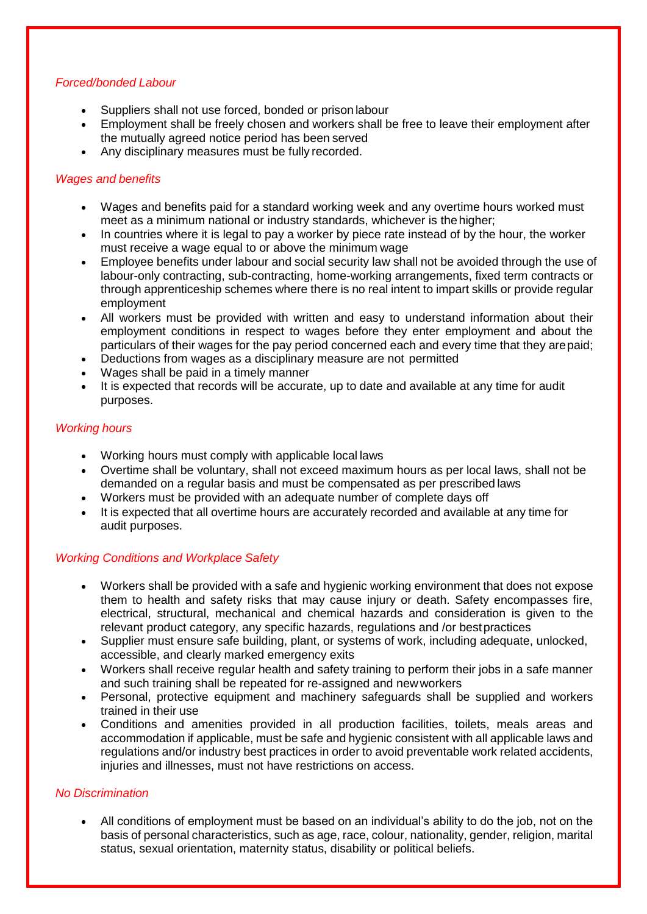*Forced/bonded Labour*

- Suppliers shall not use forced, bonded or prison labour
- Employment shall be freely chosen and workers shall be free to leave their employment after the mutually agreed notice period has been served
- Any disciplinary measures must be fully recorded.

*Wages and benefits*

- Wages and benefits paid for a standard working week and any overtime hours worked must meet as a minimum national or industry standards, whichever is the higher;
- In countries where it is legal to pay a worker by piece rate instead of by the hour, the worker must receive a wage equal to or above the minimum wage
- Employee benefits under labour and social security law shall not be avoided through the use of labour-only contracting, sub-contracting, home-working arrangements, fixed term contracts or through apprenticeship schemes where there is no real intent to impart skills or provide regular employment
- All workers must be provided with written and easy to understand information about their employment conditions in respect to wages before they enter employment and about the particulars of their wages for the pay period concerned each and every time that they are paid;
- Deductions from wages as a disciplinary measure are not permitted
- Wages shall be paid in a timely manner
- It is expected that records will be accurate, up to date and available at any time for audit purposes.

*Working hours*

- Working hours must comply with applicable local laws
- Overtime shall be voluntary, shall not exceed maximum hours as per local laws, shall not be demanded on a regular basis and must be compensated as per prescribed laws
- Workers must be provided with an adequate number of complete days off
- It is expected that all overtime hours are accurately recorded and available at any time for audit purposes.

*Working Conditions and Workplace Safety*

- Workers shall be provided with a safe and hygienic working environment that does not expose them to health and safety risks that may cause injury or death. Safety encompasses fire, electrical, structural, mechanical and chemical hazards and consideration is given to the relevant product category, any specific hazards, regulations and /or best practices
- Supplier must ensure safe building, plant, or systems of work, including adequate, unlocked, accessible, and clearly marked emergency exits
- Workers shall receive regular health and safety training to perform their jobs in a safe manner and such training shall be repeated for re-assigned and new workers
- Personal, protective equipment and machinery safeguards shall be supplied and workers trained in their use
- Conditions and amenities provided in all production facilities, toilets, meals areas and accommodation if applicable, must be safe and hygienic consistent with all applicable laws and regulations and/or industry best practices in order to avoid preventable work related accidents, injuries and illnesses, must not have restrictions on access.

*No Discrimination*

- All conditions of employment must be based on an individual's ability to do the job, not on the basis of personal characteristics, such as age, race, colour, nationality, gender, religion, marital status, sexual orientation, maternity status, disability or political beliefs.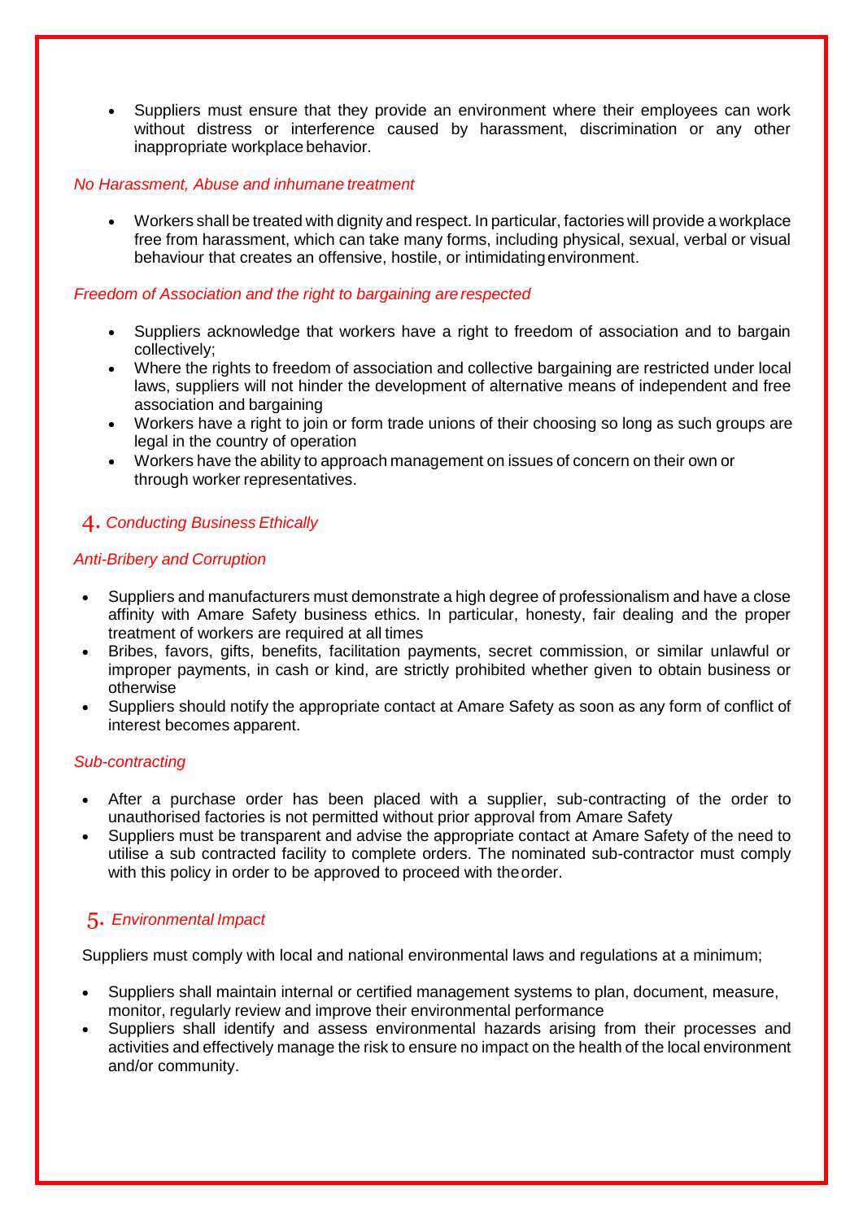- Suppliers must ensure that they provide an environment where their employees can work without distress or interference caused by harassment, discrimination or any other inappropriate workplace behavior.

*No Harassment, Abuse and inhumane treatment*

- Workers shall be treated with dignity and respect. In particular, factories will provide a workplace free from harassment, which can take many forms, including physical, sexual, verbal or visual behaviour that creates an offensive, hostile, or intimidating environment.

*Freedom of Association and the right to bargaining are respected*

- Suppliers acknowledge that workers have a right to freedom of association and to bargain collectively;
- Where the rights to freedom of association and collective bargaining are restricted under local laws, suppliers will not hinder the development of alternative means of independent and free association and bargaining
- Workers have a right to join or form trade unions of their choosing so long as such groups are legal in the country of operation
- Workers have the ability to approach management on issues of concern on their own or through worker representatives.

## 4. *Conducting Business Ethically*

*Anti-Bribery and Corruption*

- Suppliers and manufacturers must demonstrate a high degree of professionalism and have a close affinity with Amare Safety business ethics. In particular, honesty, fair dealing and the proper treatment of workers are required at all times
- Bribes, favors, gifts, benefits, facilitation payments, secret commission, or similar unlawful or improper payments, in cash or kind, are strictly prohibited whether given to obtain business or otherwise
- Suppliers should notify the appropriate contact at Amare Safety as soon as any form of conflict of interest becomes apparent.

*Sub-contracting*

- After a purchase order has been placed with a supplier, sub-contracting of the order to unauthorised factories is not permitted without prior approval from Amare Safety
- Suppliers must be transparent and advise the appropriate contact at Amare Safety of the need to utilise a sub contracted facility to complete orders. The nominated sub-contractor must comply with this policy in order to be approved to proceed with the order.

## 5. *Environmental Impact*

Suppliers must comply with local and national environmental laws and regulations at a minimum;

- Suppliers shall maintain internal or certified management systems to plan, document, measure, monitor, regularly review and improve their environmental performance
- Suppliers shall identify and assess environmental hazards arising from their processes and activities and effectively manage the risk to ensure no impact on the health of the local environment and/or community.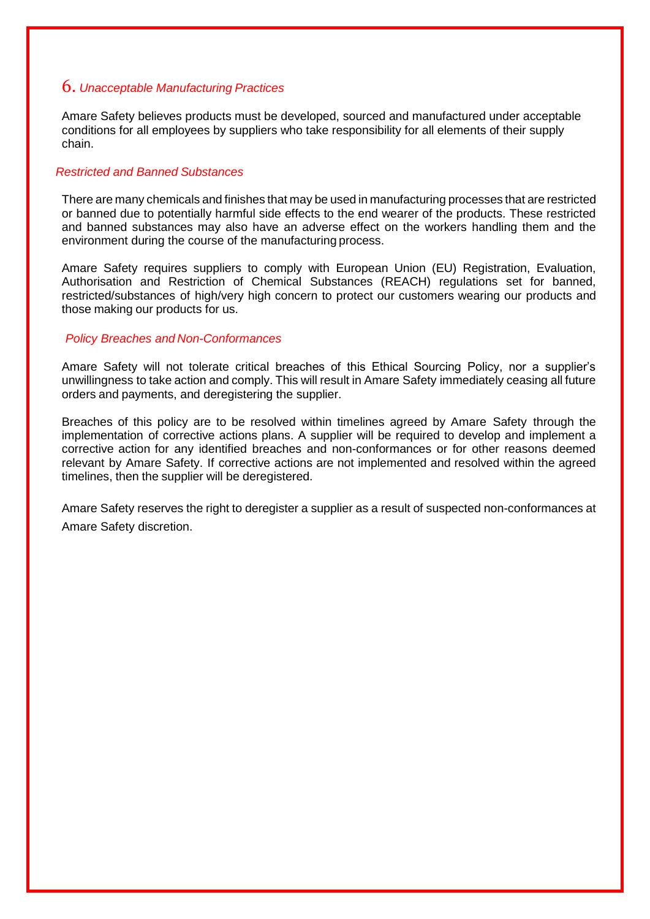## 6. *Unacceptable Manufacturing Practices*

Amare Safety believes products must be developed, sourced and manufactured under acceptable conditions for all employees by suppliers who take responsibility for all elements of their supply chain.

### *Restricted and Banned Substances*

There are many chemicals and finishes that may be used in manufacturing processes that are restricted or banned due to potentially harmful side effects to the end wearer of the products. These restricted and banned substances may also have an adverse effect on the workers handling them and the environment during the course of the manufacturing process.

Amare Safety requires suppliers to comply with European Union (EU) Registration, Evaluation, Authorisation and Restriction of Chemical Substances (REACH) regulations set for banned, restricted/substances of high/very high concern to protect our customers wearing our products and those making our products for us.

### *Policy Breaches and Non-Conformances*

Amare Safety will not tolerate critical breaches of this Ethical Sourcing Policy, nor a supplier's unwillingness to take action and comply. This will result in Amare Safety immediately ceasing all future orders and payments, and deregistering the supplier.

Breaches of this policy are to be resolved within timelines agreed by Amare Safety through the implementation of corrective actions plans. A supplier will be required to develop and implement a corrective action for any identified breaches and non-conformances or for other reasons deemed relevant by Amare Safety. If corrective actions are not implemented and resolved within the agreed timelines, then the supplier will be deregistered.

Amare Safety reserves the right to deregister a supplier as a result of suspected non-conformances at Amare Safety discretion.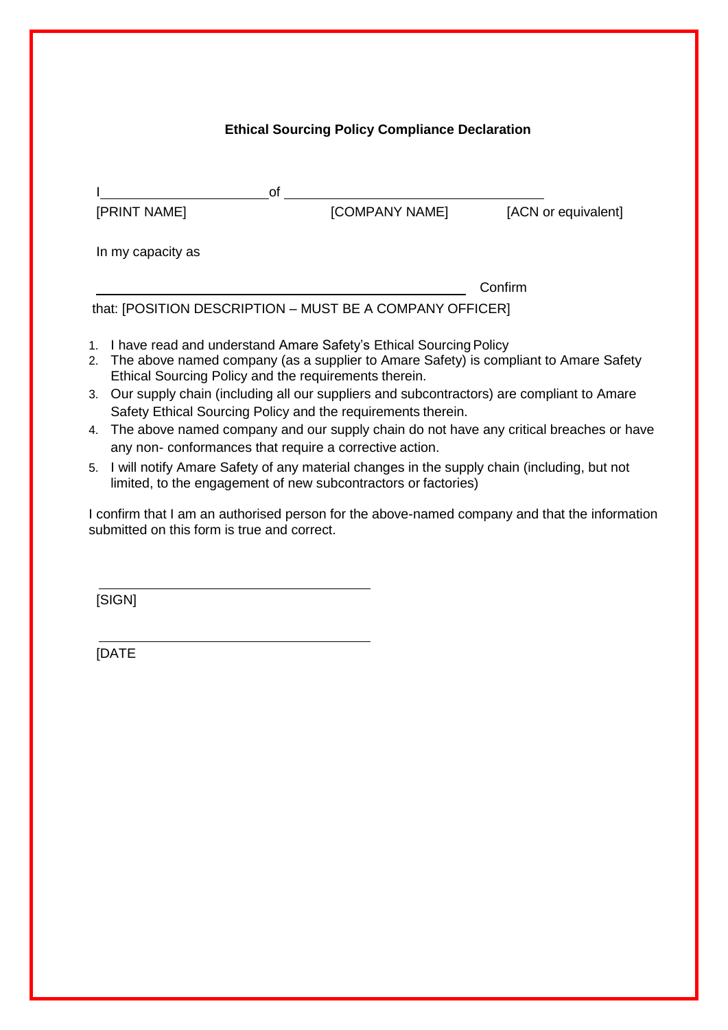**Ethical Sourcing Policy Compliance Declaration**

I \_\_\_\_\_\_\_\_\_\_\_\_\_\_\_\_\_\_\_\_ of \_\_\_\_\_\_\_\_\_\_\_\_\_\_\_\_\_\_\_\_\_\_\_\_\_\_\_\_\_\_\_\_

[PRINT NAME] [COMPANY NAME] [ACN or equivalent]

In my capacity as

\_\_\_\_\_\_\_\_\_\_\_\_\_\_\_\_\_\_\_\_\_\_\_\_\_\_\_\_\_\_\_\_\_\_\_\_\_\_\_\_\_\_\_\_\_\_ Confirm

that: [POSITION DESCRIPTION – MUST BE A COMPANY OFFICER]

1. I have read and understand Amare Safety's Ethical Sourcing Policy
2. The above named company (as a supplier to Amare Safety) is compliant to Amare Safety Ethical Sourcing Policy and the requirements therein.
3. Our supply chain (including all our suppliers and subcontractors) are compliant to Amare Safety Ethical Sourcing Policy and the requirements therein.
4. The above named company and our supply chain do not have any critical breaches or have any non- conformances that require a corrective action.
5. I will notify Amare Safety of any material changes in the supply chain (including, but not limited, to the engagement of new subcontractors or factories)

I confirm that I am an authorised person for the above-named company and that the information submitted on this form is true and correct.

\_\_\_\_\_\_\_\_\_\_\_\_\_\_\_\_\_\_\_\_\_\_\_\_\_\_\_\_\_\_\_\_\_\_

[SIGN]

\_\_\_\_\_\_\_\_\_\_\_\_\_\_\_\_\_\_\_\_\_\_\_\_\_\_\_\_\_\_\_\_\_\_

[DATE